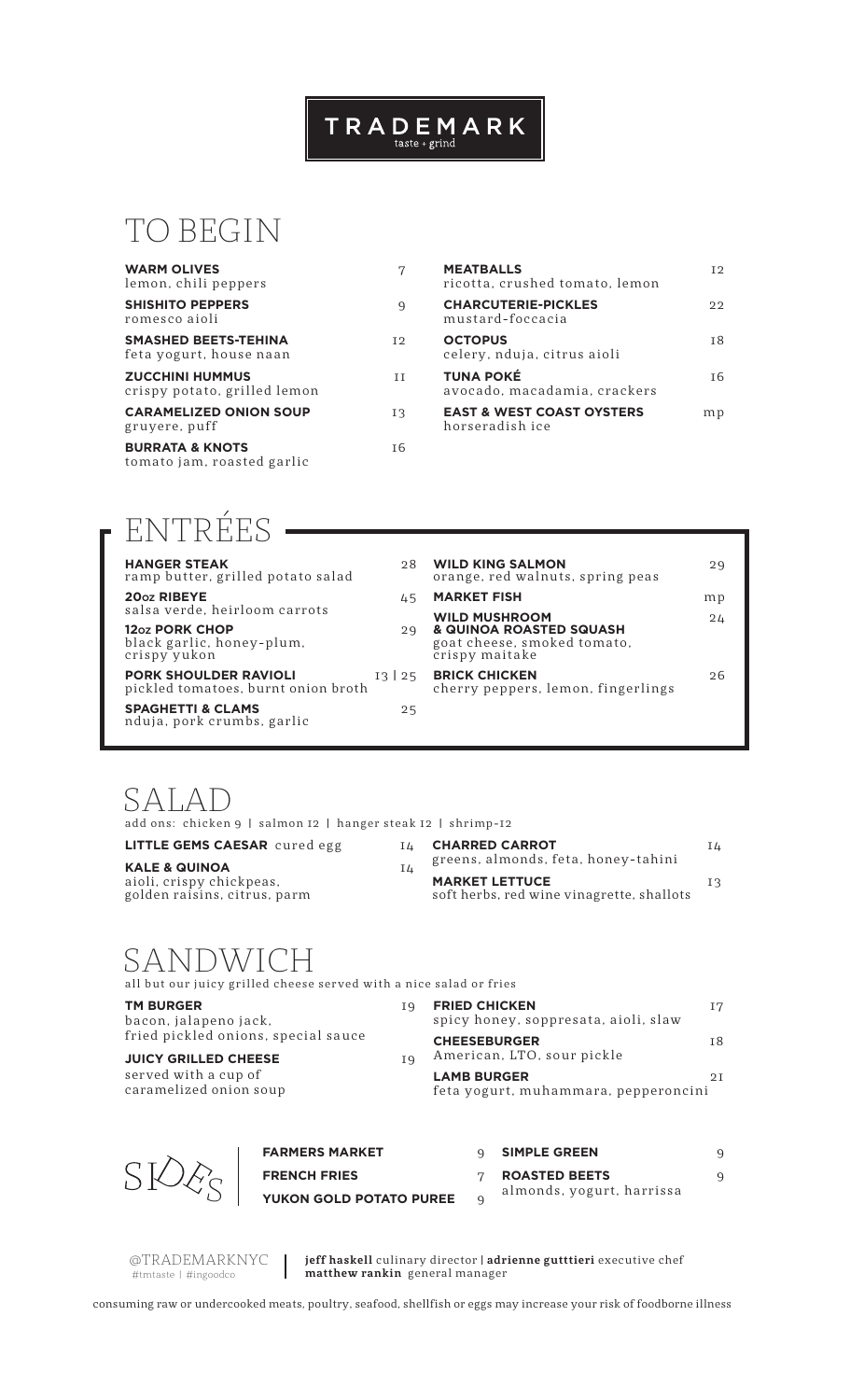# TRADEMARK
taste + grind

## TO BEGIN

**WARM OLIVES** 7
lemon, chili peppers

**SHISHITO PEPPERS** 9
romesco aioli

**SMASHED BEETS-TEHINA** 12
feta yogurt, house naan

**ZUCCHINI HUMMUS** 11
crispy potato, grilled lemon

**CARAMELIZED ONION SOUP** 13
gruyere, puff

**BURRATA & KNOTS** 16
tomato jam, roasted garlic

**MEATBALLS** 12
ricotta, crushed tomato, lemon

**CHARCUTERIE-PICKLES** 22
mustard-foccacia

**OCTOPUS** 18
celery, nduja, citrus aioli

**TUNA POKÉ** 16
avocado, macadamia, crackers

**EAST & WEST COAST OYSTERS** mp
horseradish ice

## ENTRÉES

**HANGER STEAK** 28
ramp butter, grilled potato salad

**20oz RIBEYE** 45
salsa verde, heirloom carrots

**12oz PORK CHOP** 29
black garlic, honey-plum, crispy yukon

**PORK SHOULDER RAVIOLI** 13 | 25
pickled tomatoes, burnt onion broth

**SPAGHETTI & CLAMS** 25
nduja, pork crumbs, garlic

**WILD KING SALMON** 29
orange, red walnuts, spring peas

**MARKET FISH** mp

**WILD MUSHROOM & QUINOA ROASTED SQUASH** 24
goat cheese, smoked tomato, crispy maitake

**BRICK CHICKEN** 26
cherry peppers, lemon, fingerlings

## SALAD

add ons: chicken 9 | salmon 12 | hanger steak 12 | shrimp-12

**LITTLE GEMS CAESAR** cured egg 14

**KALE & QUINOA** 14
aioli, crispy chickpeas, golden raisins, citrus, parm

**CHARRED CARROT** 14
greens, almonds, feta, honey-tahini

**MARKET LETTUCE** 13
soft herbs, red wine vinagrette, shallots

## SANDWICH

all but our juicy grilled cheese served with a nice salad or fries

**TM BURGER** 19
bacon, jalapeno jack, fried pickled onions, special sauce

**JUICY GRILLED CHEESE** 19
served with a cup of caramelized onion soup

**FRIED CHICKEN** 17
spicy honey, soppresata, aioli, slaw

**CHEESEBURGER** 18
American, LTO, sour pickle

**LAMB BURGER** 21
feta yogurt, muhammara, pepperoncini

## SIDES

**FARMERS MARKET** 9

**FRENCH FRIES** 7

**YUKON GOLD POTATO PUREE** 9

**SIMPLE GREEN** 9

**ROASTED BEETS** 9
almonds, yogurt, harrissa

@TRADEMARKNYC
#tmtaste | #ingoodco

**jeff haskell** culinary director | **adrienne gutttieri** executive chef
**matthew rankin** general manager

consuming raw or undercooked meats, poultry, seafood, shellfish or eggs may increase your risk of foodborne illness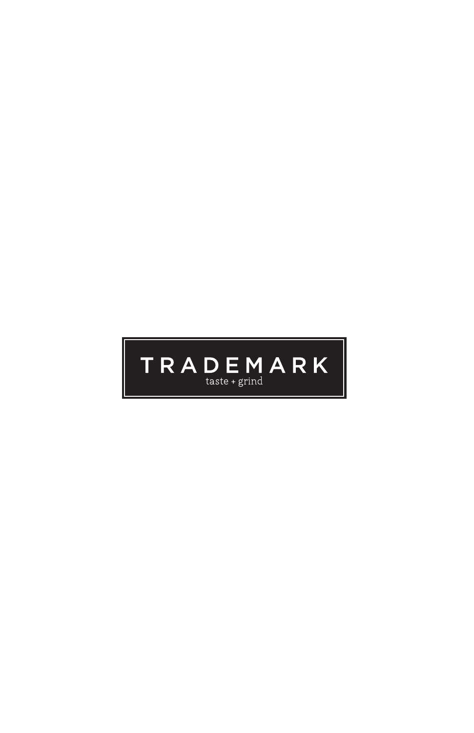TRADEMARK

taste + grind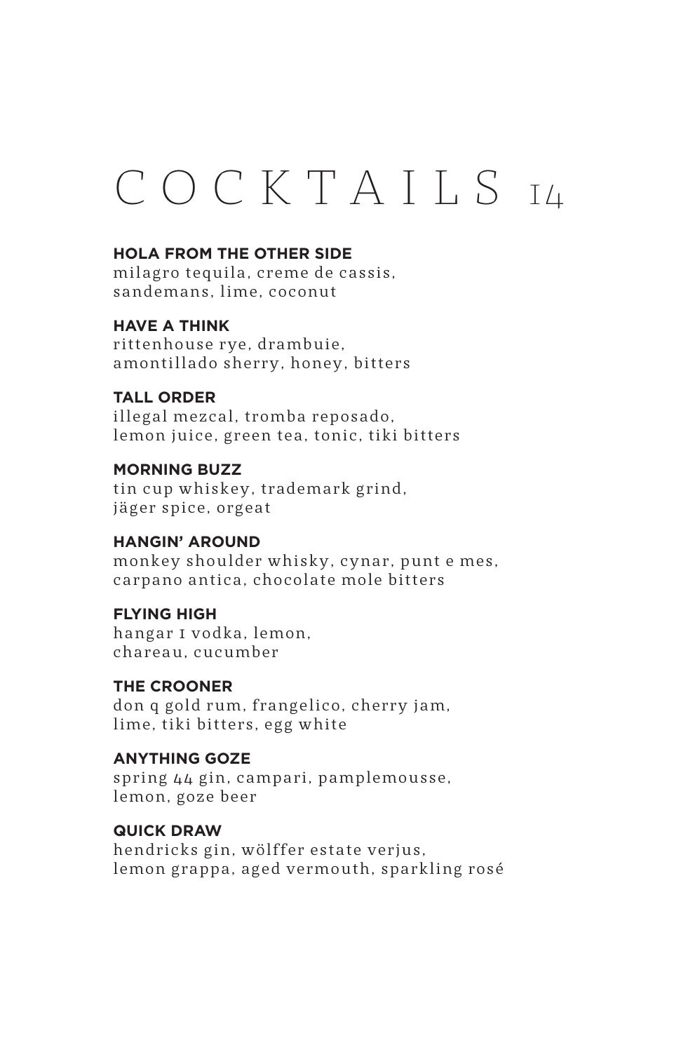# COCKTAILS 14

**HOLA FROM THE OTHER SIDE**
milagro tequila, creme de cassis, sandemans, lime, coconut

**HAVE A THINK**
rittenhouse rye, drambuie, amontillado sherry, honey, bitters

**TALL ORDER**
illegal mezcal, tromba reposado, lemon juice, green tea, tonic, tiki bitters

**MORNING BUZZ**
tin cup whiskey, trademark grind, jäger spice, orgeat

**HANGIN' AROUND**
monkey shoulder whisky, cynar, punt e mes, carpano antica, chocolate mole bitters

**FLYING HIGH**
hangar 1 vodka, lemon, chareau, cucumber

**THE CROONER**
don q gold rum, frangelico, cherry jam, lime, tiki bitters, egg white

**ANYTHING GOZE**
spring 44 gin, campari, pamplemousse, lemon, goze beer

**QUICK DRAW**
hendricks gin, wölffer estate verjus, lemon grappa, aged vermouth, sparkling rosé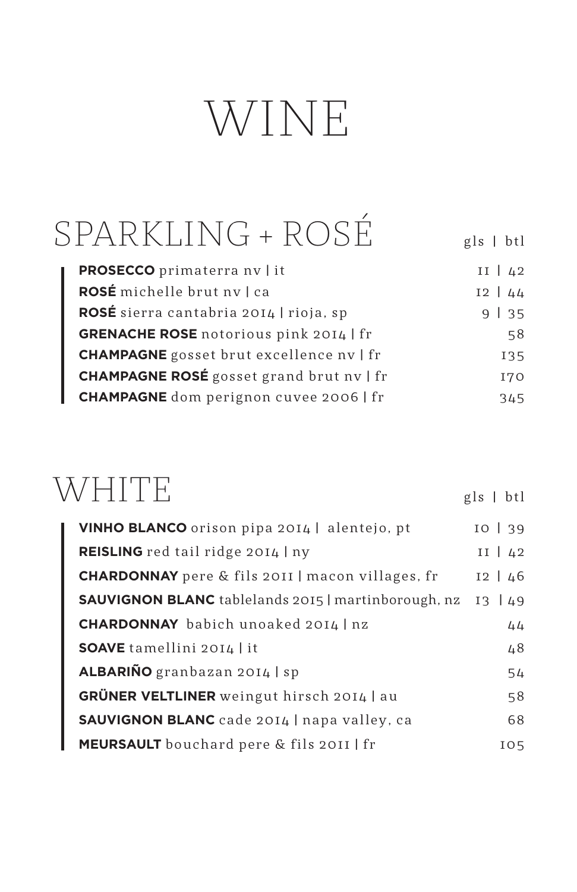# WINE

## SPARKLING + ROSÉ

| | gls \| btl |
|---|---|
| **PROSECCO** primaterra nv \| it | 11 \| 42 |
| **ROSÉ** michelle brut nv \| ca | 12 \| 44 |
| **ROSÉ** sierra cantabria 2014 \| rioja, sp | 9 \| 35 |
| **GRENACHE ROSE** notorious pink 2014 \| fr | 58 |
| **CHAMPAGNE** gosset brut excellence nv \| fr | 135 |
| **CHAMPAGNE ROSÉ** gosset grand brut nv \| fr | 170 |
| **CHAMPAGNE** dom perignon cuvee 2006 \| fr | 345 |

## WHITE

| | gls \| btl |
|---|---|
| **VINHO BLANCO** orison pipa 2014 \| alentejo, pt | 10 \| 39 |
| **REISLING** red tail ridge 2014 \| ny | 11 \| 42 |
| **CHARDONNAY** pere & fils 2011 \| macon villages, fr | 12 \| 46 |
| **SAUVIGNON BLANC** tablelands 2015 \| martinborough, nz | 13 \| 49 |
| **CHARDONNAY** babich unoaked 2014 \| nz | 44 |
| **SOAVE** tamellini 2014 \| it | 48 |
| **ALBARIÑO** granbazan 2014 \| sp | 54 |
| **GRÜNER VELTLINER** weingut hirsch 2014 \| au | 58 |
| **SAUVIGNON BLANC** cade 2014 \| napa valley, ca | 68 |
| **MEURSAULT** bouchard pere & fils 2011 \| fr | 105 |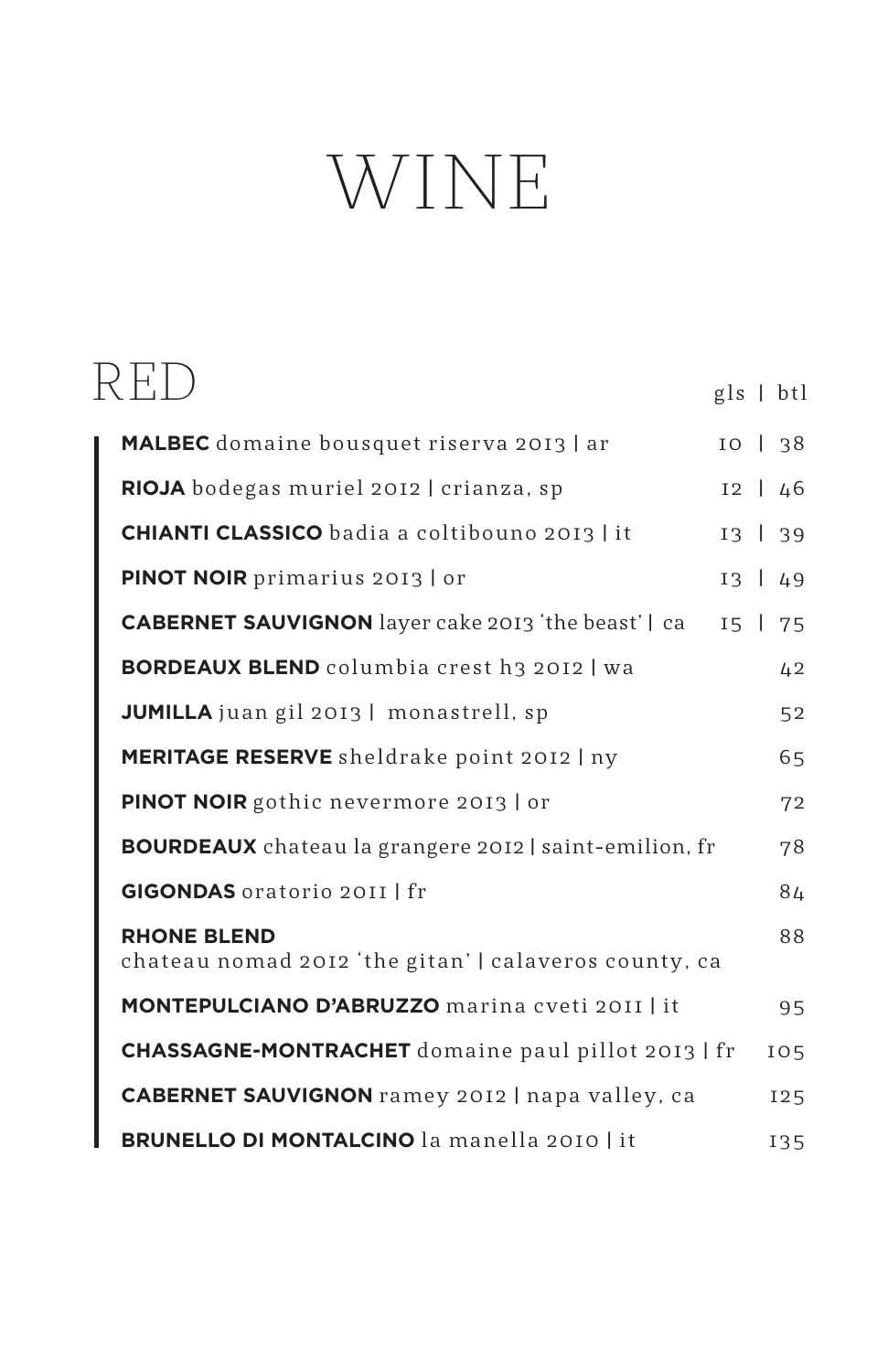# WINE

## RED

| | gls | btl |
|---|---|---|
| **MALBEC** domaine bousquet riserva 2013 \| ar | 10 | 38 |
| **RIOJA** bodegas muriel 2012 \| crianza, sp | 12 | 46 |
| **CHIANTI CLASSICO** badia a coltibouno 2013 \| it | 13 | 39 |
| **PINOT NOIR** primarius 2013 \| or | 13 | 49 |
| **CABERNET SAUVIGNON** layer cake 2013 'the beast' \| ca | 15 | 75 |
| **BORDEAUX BLEND** columbia crest h3 2012 \| wa | | 42 |
| **JUMILLA** juan gil 2013 \| monastrell, sp | | 52 |
| **MERITAGE RESERVE** sheldrake point 2012 \| ny | | 65 |
| **PINOT NOIR** gothic nevermore 2013 \| or | | 72 |
| **BOURDEAUX** chateau la grangere 2012 \| saint-emilion, fr | | 78 |
| **GIGONDAS** oratorio 2011 \| fr | | 84 |
| **RHONE BLEND** chateau nomad 2012 'the gitan' \| calaveros county, ca | | 88 |
| **MONTEPULCIANO D'ABRUZZO** marina cveti 2011 \| it | | 95 |
| **CHASSAGNE-MONTRACHET** domaine paul pillot 2013 \| fr | | 105 |
| **CABERNET SAUVIGNON** ramey 2012 \| napa valley, ca | | 125 |
| **BRUNELLO DI MONTALCINO** la manella 2010 \| it | | 135 |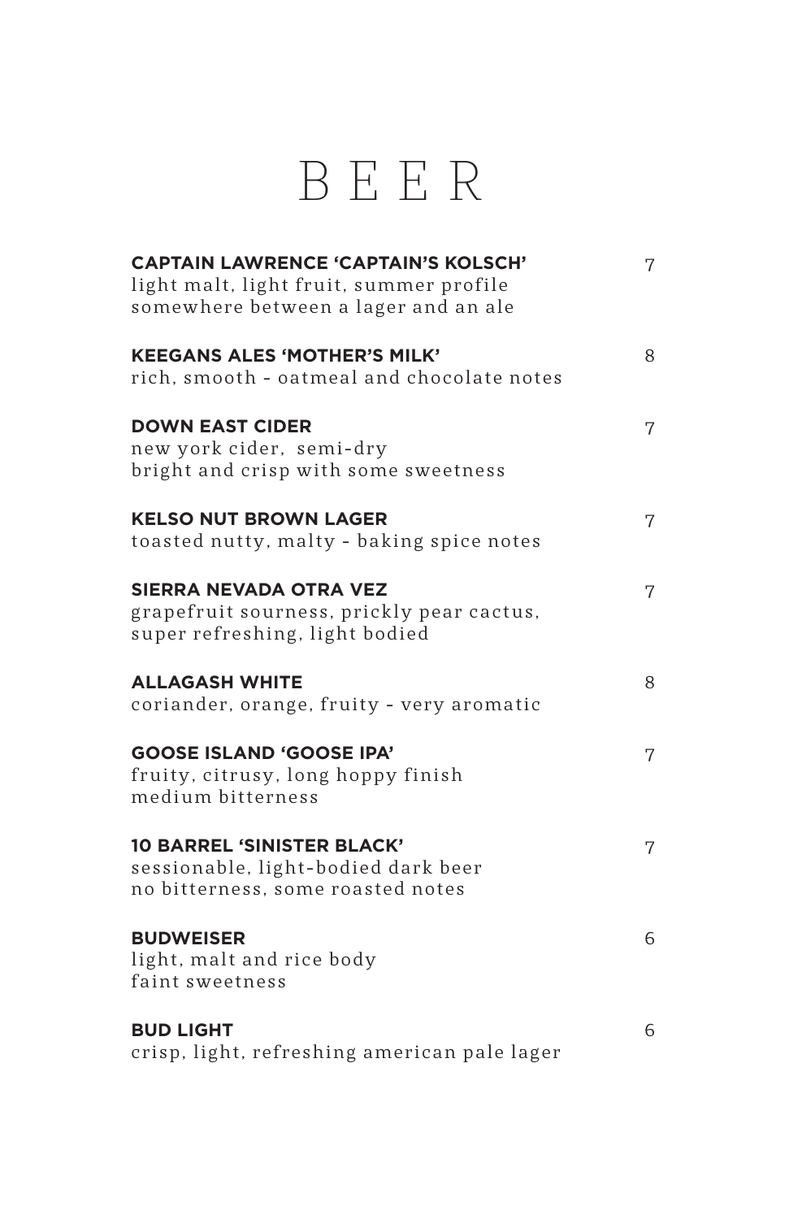# BEER

**CAPTAIN LAWRENCE 'CAPTAIN'S KOLSCH'** 7
light malt, light fruit, summer profile
somewhere between a lager and an ale

**KEEGANS ALES 'MOTHER'S MILK'** 8
rich, smooth - oatmeal and chocolate notes

**DOWN EAST CIDER** 7
new york cider, semi-dry
bright and crisp with some sweetness

**KELSO NUT BROWN LAGER** 7
toasted nutty, malty - baking spice notes

**SIERRA NEVADA OTRA VEZ** 7
grapefruit sourness, prickly pear cactus,
super refreshing, light bodied

**ALLAGASH WHITE** 8
coriander, orange, fruity - very aromatic

**GOOSE ISLAND 'GOOSE IPA'** 7
fruity, citrusy, long hoppy finish
medium bitterness

**10 BARREL 'SINISTER BLACK'** 7
sessionable, light-bodied dark beer
no bitterness, some roasted notes

**BUDWEISER** 6
light, malt and rice body
faint sweetness

**BUD LIGHT** 6
crisp, light, refreshing american pale lager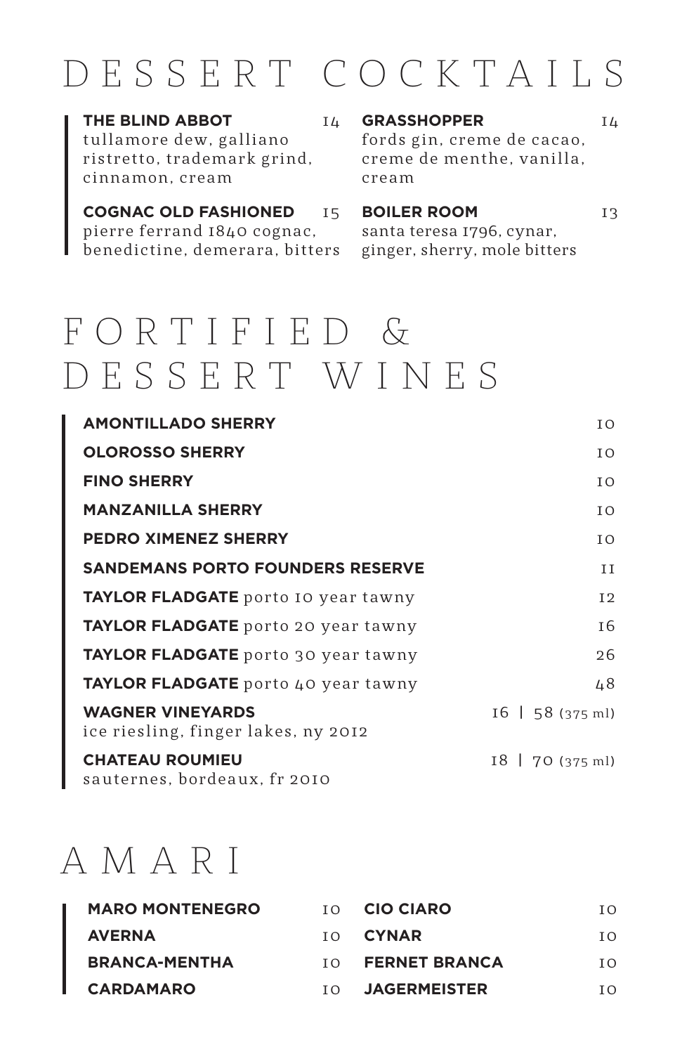# DESSERT COCKTAILS

**THE BLIND ABBOT** 14
tullamore dew, galliano ristretto, trademark grind, cinnamon, cream

**COGNAC OLD FASHIONED** 15
pierre ferrand 1840 cognac, benedictine, demerara, bitters

**GRASSHOPPER** 14
fords gin, creme de cacao, creme de menthe, vanilla, cream

**BOILER ROOM** 13
santa teresa 1796, cynar, ginger, sherry, mole bitters

# FORTIFIED & DESSERT WINES

| | |
|---|---|
| **AMONTILLADO SHERRY** | 10 |
| **OLOROSSO SHERRY** | 10 |
| **FINO SHERRY** | 10 |
| **MANZANILLA SHERRY** | 10 |
| **PEDRO XIMENEZ SHERRY** | 10 |
| **SANDEMANS PORTO FOUNDERS RESERVE** | 11 |
| **TAYLOR FLADGATE** porto 10 year tawny | 12 |
| **TAYLOR FLADGATE** porto 20 year tawny | 16 |
| **TAYLOR FLADGATE** porto 30 year tawny | 26 |
| **TAYLOR FLADGATE** porto 40 year tawny | 48 |
| **WAGNER VINEYARDS** ice riesling, finger lakes, ny 2012 | 16 \| 58 (375 ml) |
| **CHATEAU ROUMIEU** sauternes, bordeaux, fr 2010 | 18 \| 70 (375 ml) |

# AMARI

| | | | |
|---|---|---|---|
| **MARO MONTENEGRO** | 10 | **CIO CIARO** | 10 |
| **AVERNA** | 10 | **CYNAR** | 10 |
| **BRANCA-MENTHA** | 10 | **FERNET BRANCA** | 10 |
| **CARDAMARO** | 10 | **JAGERMEISTER** | 10 |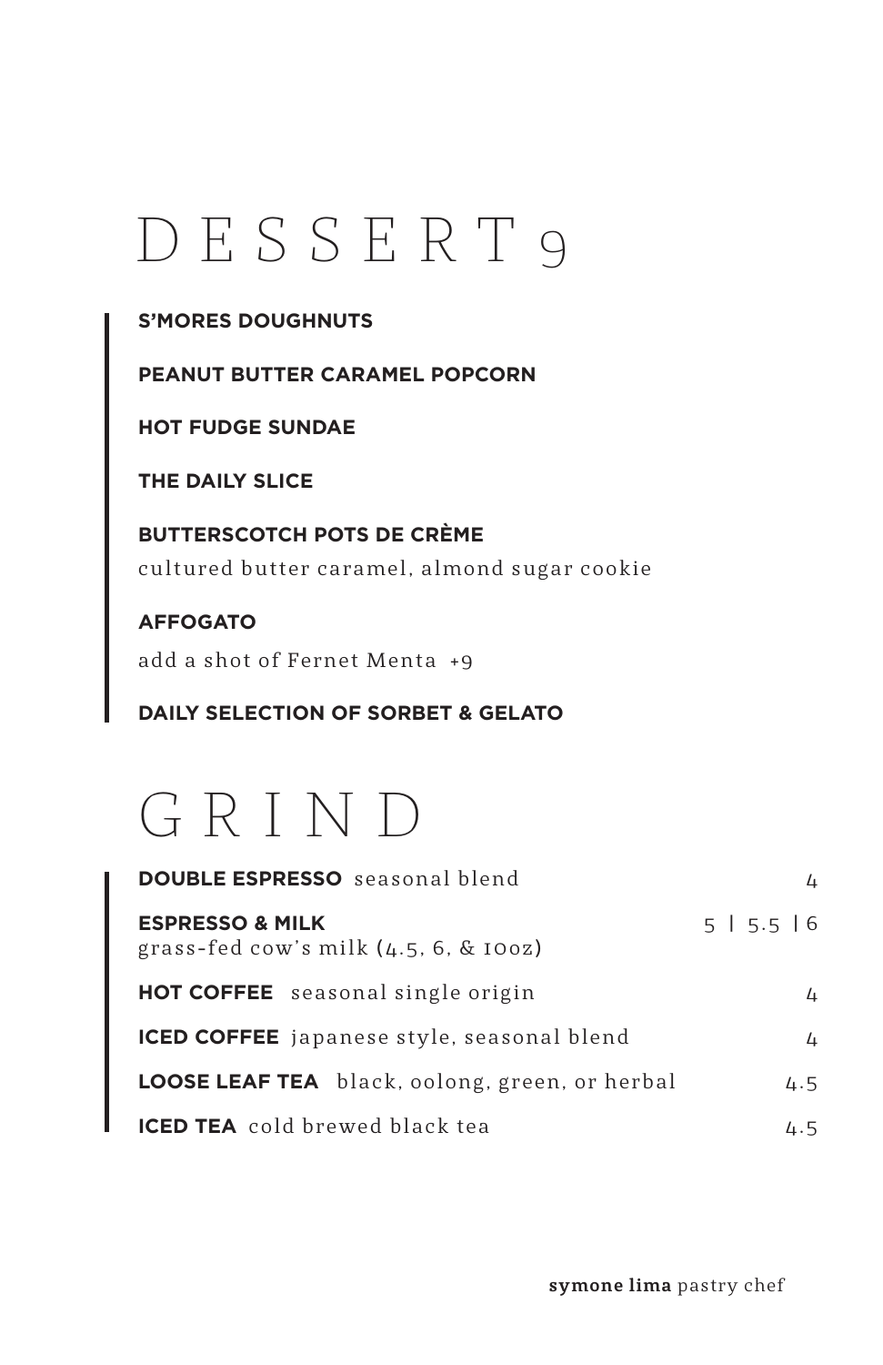# DESSERT 9

**S'MORES DOUGHNUTS**

**PEANUT BUTTER CARAMEL POPCORN**

**HOT FUDGE SUNDAE**

**THE DAILY SLICE**

**BUTTERSCOTCH POTS DE CRÈME**
cultured butter caramel, almond sugar cookie

**AFFOGATO**
add a shot of Fernet Menta +9

**DAILY SELECTION OF SORBET & GELATO**

# GRIND

**DOUBLE ESPRESSO** seasonal blend — 4

**ESPRESSO & MILK** grass-fed cow's milk (4.5, 6, & 10oz) — 5 | 5.5 | 6

**HOT COFFEE** seasonal single origin — 4

**ICED COFFEE** japanese style, seasonal blend — 4

**LOOSE LEAF TEA** black, oolong, green, or herbal — 4.5

**ICED TEA** cold brewed black tea — 4.5

**symone lima** pastry chef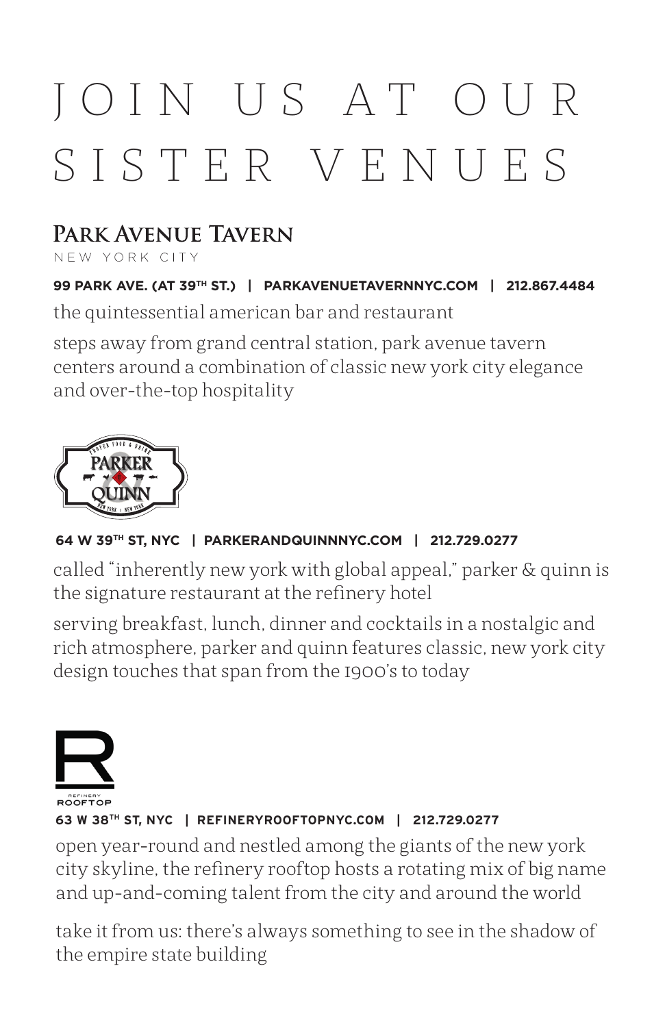# JOIN US AT OUR SISTER VENUES

## Park Avenue Tavern

NEW YORK CITY

**99 PARK AVE. (AT 39TH ST.) | PARKAVENUETAVERNNYC.COM | 212.867.4484**

the quintessential american bar and restaurant

steps away from grand central station, park avenue tavern centers around a combination of classic new york city elegance and over-the-top hospitality

## Parker & Quinn

PROPER FOOD & DRINK

NEW YORK | NEW YORK

**64 W 39TH ST, NYC | PARKERANDQUINNNYC.COM | 212.729.0277**

called "inherently new york with global appeal," parker & quinn is the signature restaurant at the refinery hotel

serving breakfast, lunch, dinner and cocktails in a nostalgic and rich atmosphere, parker and quinn features classic, new york city design touches that span from the 1900's to today

## Refinery Rooftop

**63 W 38TH ST, NYC | REFINERYROOFTOPNYC.COM | 212.729.0277**

open year-round and nestled among the giants of the new york city skyline, the refinery rooftop hosts a rotating mix of big name and up-and-coming talent from the city and around the world

take it from us: there's always something to see in the shadow of the empire state building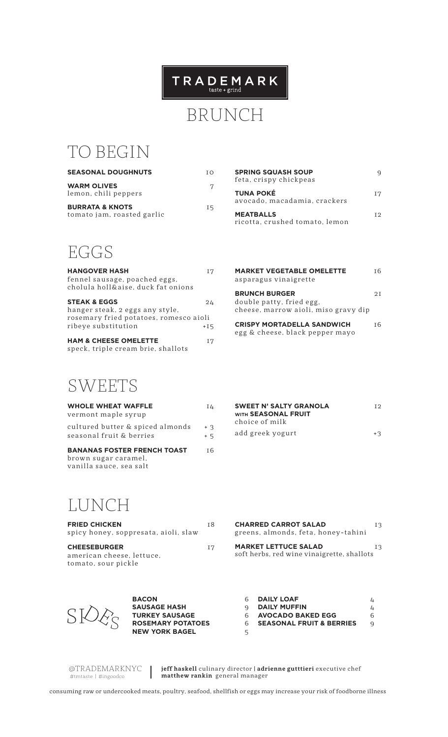# TRADEMARK

taste + grind

# BRUNCH

## TO BEGIN

**SEASONAL DOUGHNUTS** 10

**WARM OLIVES** 7
lemon, chili peppers

**BURRATA & KNOTS** 15
tomato jam, roasted garlic

**SPRING SQUASH SOUP** 9
feta, crispy chickpeas

**TUNA POKÉ** 17
avocado, macadamia, crackers

**MEATBALLS** 12
ricotta, crushed tomato, lemon

## EGGS

**HANGOVER HASH** 17
fennel sausage, poached eggs, cholula holl&aise, duck fat onions

**STEAK & EGGS** 24
hanger steak, 2 eggs any style, rosemary fried potatoes, romesco aioli
ribeye substitution +15

**HAM & CHEESE OMELETTE** 17
speck, triple cream brie, shallots

**MARKET VEGETABLE OMELETTE** 16
asparagus vinaigrette

**BRUNCH BURGER** 21
double patty, fried egg, cheese, marrow aioli, miso gravy dip

**CRISPY MORTADELLA SANDWICH** 16
egg & cheese, black pepper mayo

## SWEETS

**WHOLE WHEAT WAFFLE** 14
vermont maple syrup
cultured butter & spiced almonds +3
seasonal fruit & berries +5

**BANANAS FOSTER FRENCH TOAST** 16
brown sugar caramel, vanilla sauce, sea salt

**SWEET N' SALTY GRANOLA WITH SEASONAL FRUIT** 12
choice of milk
add greek yogurt +3

## LUNCH

**FRIED CHICKEN** 18
spicy honey, soppresata, aioli, slaw

**CHEESEBURGER** 17
american cheese, lettuce, tomato, sour pickle

**CHARRED CARROT SALAD** 13
greens, almonds, feta, honey-tahini

**MARKET LETTUCE SALAD** 13
soft herbs, red wine vinaigrette, shallots

## SIDES

**BACON** 6
**SAUSAGE HASH** 9
**TURKEY SAUSAGE** 6
**ROSEMARY POTATOES** 6
**NEW YORK BAGEL** 5
**DAILY LOAF** 4
**DAILY MUFFIN** 4
**AVOCADO BAKED EGG** 6
**SEASONAL FRUIT & BERRIES** 9

@TRADEMARKNYC
#tmtaste | #ingoodco

**jeff haskell** culinary director | **adrienne gutttieri** executive chef
**matthew rankin** general manager

consuming raw or undercooked meats, poultry, seafood, shellfish or eggs may increase your risk of foodborne illness